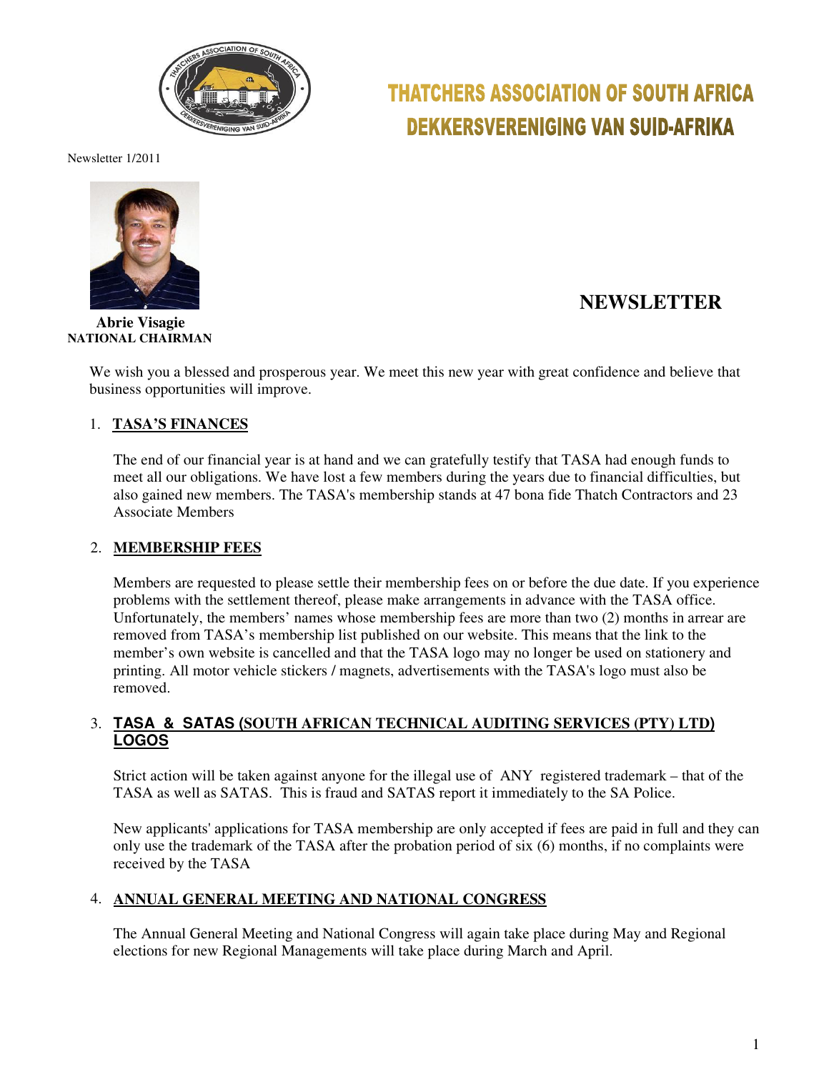# THATCHERS ASSOCIATION OF SOUTH AFRICA
# DEKKERSVERENIGING VAN SUID-AFRIKA

Newsletter 1/2011

**Abrie Visagie**
**NATIONAL CHAIRMAN**

## NEWSLETTER

We wish you a blessed and prosperous year. We meet this new year with great confidence and believe that business opportunities will improve.

### 1. TASA'S FINANCES

The end of our financial year is at hand and we can gratefully testify that TASA had enough funds to meet all our obligations. We have lost a few members during the years due to financial difficulties, but also gained new members. The TASA's membership stands at 47 bona fide Thatch Contractors and 23 Associate Members

### 2. MEMBERSHIP FEES

Members are requested to please settle their membership fees on or before the due date. If you experience problems with the settlement thereof, please make arrangements in advance with the TASA office. Unfortunately, the members' names whose membership fees are more than two (2) months in arrear are removed from TASA's membership list published on our website. This means that the link to the member's own website is cancelled and that the TASA logo may no longer be used on stationery and printing. All motor vehicle stickers / magnets, advertisements with the TASA's logo must also be removed.

### 3. TASA & SATAS (SOUTH AFRICAN TECHNICAL AUDITING SERVICES (PTY) LTD) LOGOS

Strict action will be taken against anyone for the illegal use of ANY registered trademark – that of the TASA as well as SATAS. This is fraud and SATAS report it immediately to the SA Police.

New applicants' applications for TASA membership are only accepted if fees are paid in full and they can only use the trademark of the TASA after the probation period of six (6) months, if no complaints were received by the TASA

### 4. ANNUAL GENERAL MEETING AND NATIONAL CONGRESS

The Annual General Meeting and National Congress will again take place during May and Regional elections for new Regional Managements will take place during March and April.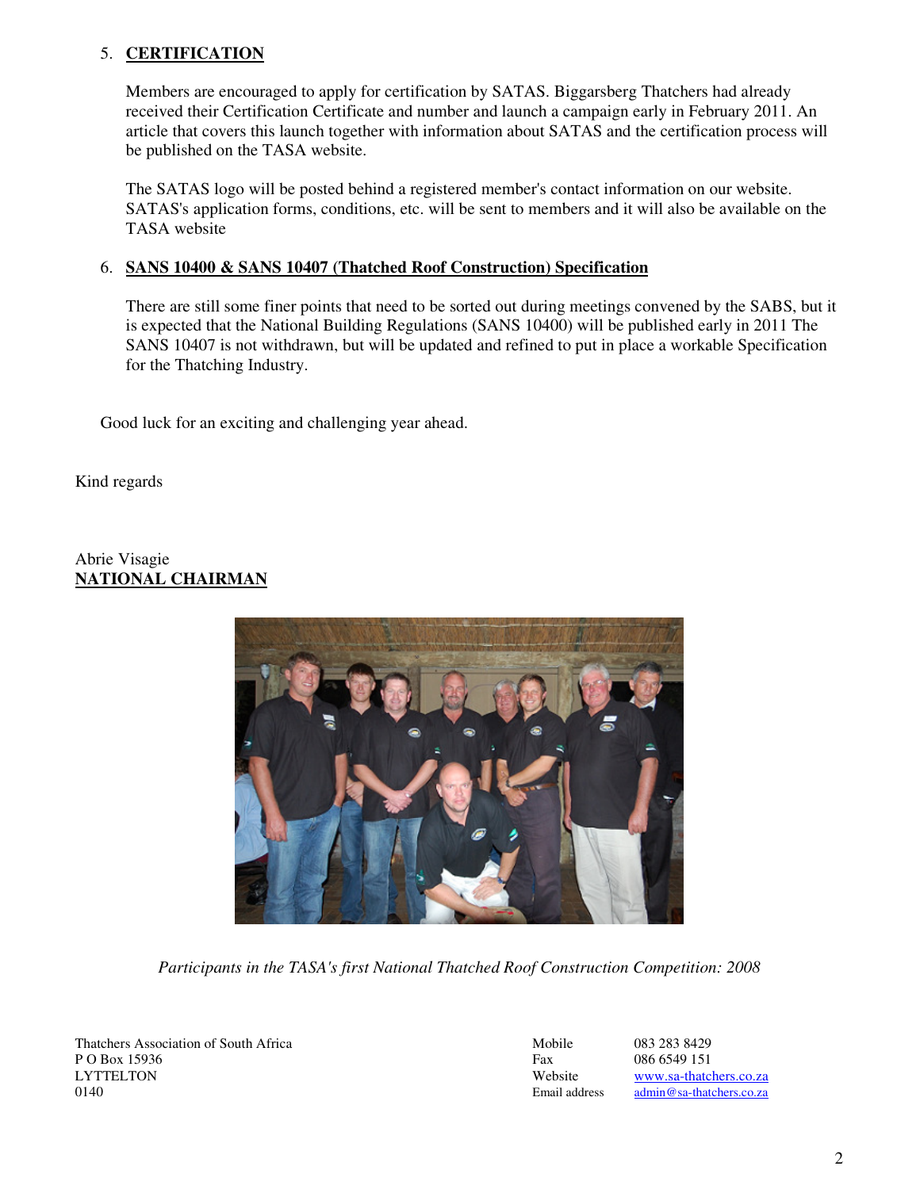5. **CERTIFICATION**

   Members are encouraged to apply for certification by SATAS. Biggarsberg Thatchers had already received their Certification Certificate and number and launch a campaign early in February 2011. An article that covers this launch together with information about SATAS and the certification process will be published on the TASA website.

   The SATAS logo will be posted behind a registered member's contact information on our website. SATAS's application forms, conditions, etc. will be sent to members and it will also be available on the TASA website

6. **SANS 10400 & SANS 10407 (Thatched Roof Construction) Specification**

   There are still some finer points that need to be sorted out during meetings convened by the SABS, but it is expected that the National Building Regulations (SANS 10400) will be published early in 2011 The SANS 10407 is not withdrawn, but will be updated and refined to put in place a workable Specification for the Thatching Industry.

Good luck for an exciting and challenging year ahead.

Kind regards

Abrie Visagie
**NATIONAL CHAIRMAN**

*Participants in the TASA's first National Thatched Roof Construction Competition: 2008*

Thatchers Association of South Africa
P O Box 15936
LYTTELTON
0140

| | |
|---|---|
| Mobile | 083 283 8429 |
| Fax | 086 6549 151 |
| Website | www.sa-thatchers.co.za |
| Email address | admin@sa-thatchers.co.za |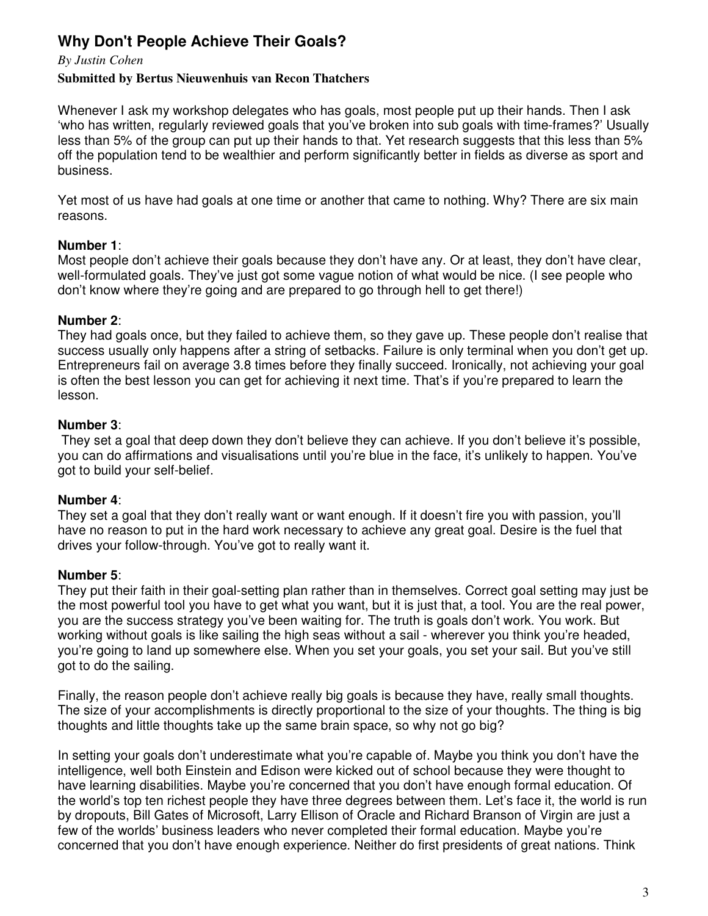## Why Don't People Achieve Their Goals?

*By Justin Cohen*

**Submitted by Bertus Nieuwenhuis van Recon Thatchers**

Whenever I ask my workshop delegates who has goals, most people put up their hands. Then I ask 'who has written, regularly reviewed goals that you've broken into sub goals with time-frames?' Usually less than 5% of the group can put up their hands to that. Yet research suggests that this less than 5% off the population tend to be wealthier and perform significantly better in fields as diverse as sport and business.

Yet most of us have had goals at one time or another that came to nothing. Why? There are six main reasons.

**Number 1**:
Most people don't achieve their goals because they don't have any. Or at least, they don't have clear, well-formulated goals. They've just got some vague notion of what would be nice. (I see people who don't know where they're going and are prepared to go through hell to get there!)

**Number 2**:
They had goals once, but they failed to achieve them, so they gave up. These people don't realise that success usually only happens after a string of setbacks. Failure is only terminal when you don't get up. Entrepreneurs fail on average 3.8 times before they finally succeed. Ironically, not achieving your goal is often the best lesson you can get for achieving it next time. That's if you're prepared to learn the lesson.

**Number 3**:
They set a goal that deep down they don't believe they can achieve. If you don't believe it's possible, you can do affirmations and visualisations until you're blue in the face, it's unlikely to happen. You've got to build your self-belief.

**Number 4**:
They set a goal that they don't really want or want enough. If it doesn't fire you with passion, you'll have no reason to put in the hard work necessary to achieve any great goal. Desire is the fuel that drives your follow-through. You've got to really want it.

**Number 5**:
They put their faith in their goal-setting plan rather than in themselves. Correct goal setting may just be the most powerful tool you have to get what you want, but it is just that, a tool. You are the real power, you are the success strategy you've been waiting for. The truth is goals don't work. You work. But working without goals is like sailing the high seas without a sail - wherever you think you're headed, you're going to land up somewhere else. When you set your goals, you set your sail. But you've still got to do the sailing.

Finally, the reason people don't achieve really big goals is because they have, really small thoughts. The size of your accomplishments is directly proportional to the size of your thoughts. The thing is big thoughts and little thoughts take up the same brain space, so why not go big?

In setting your goals don't underestimate what you're capable of. Maybe you think you don't have the intelligence, well both Einstein and Edison were kicked out of school because they were thought to have learning disabilities. Maybe you're concerned that you don't have enough formal education. Of the world's top ten richest people they have three degrees between them. Let's face it, the world is run by dropouts, Bill Gates of Microsoft, Larry Ellison of Oracle and Richard Branson of Virgin are just a few of the worlds' business leaders who never completed their formal education. Maybe you're concerned that you don't have enough experience. Neither do first presidents of great nations. Think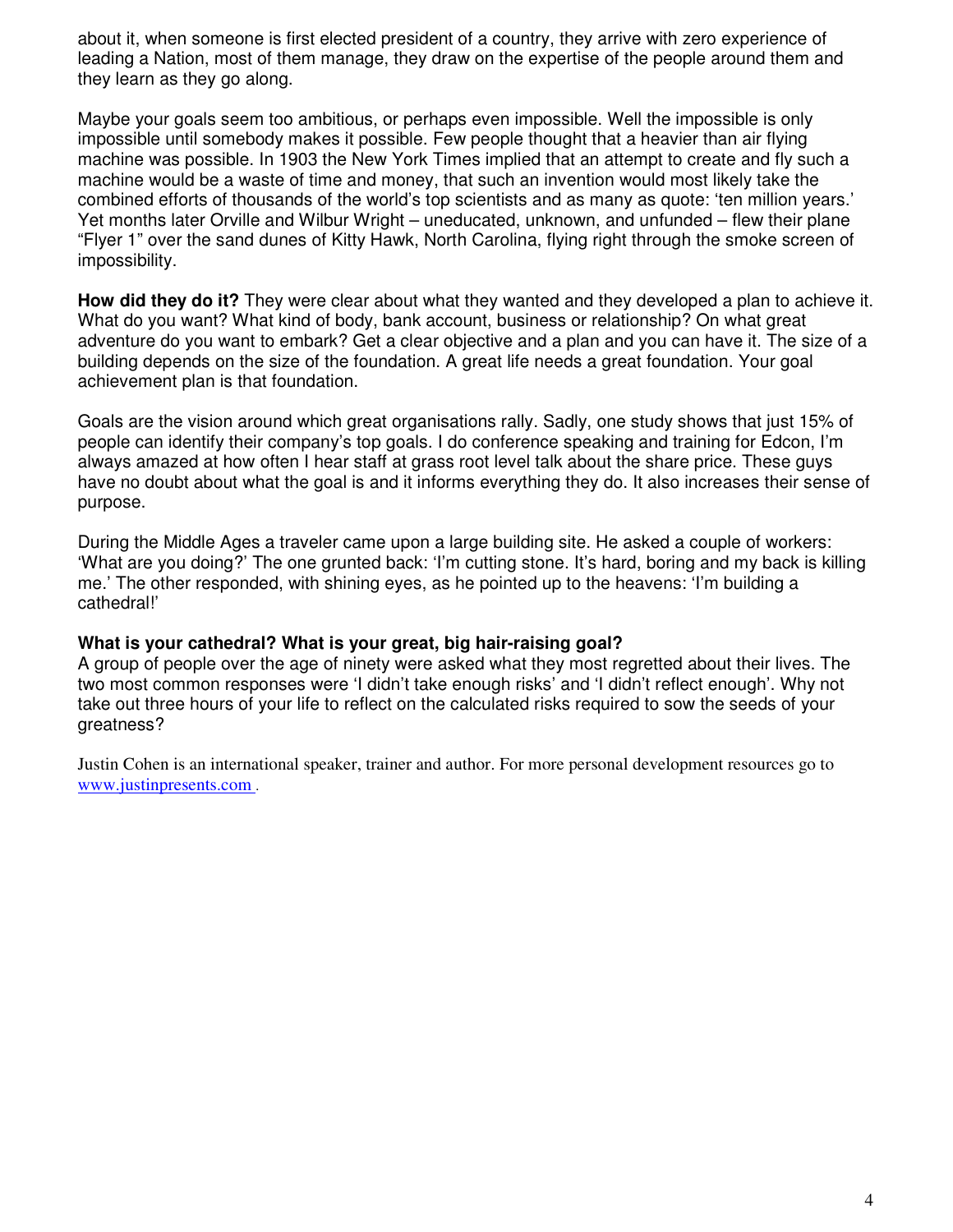about it, when someone is first elected president of a country, they arrive with zero experience of leading a Nation, most of them manage, they draw on the expertise of the people around them and they learn as they go along.

Maybe your goals seem too ambitious, or perhaps even impossible. Well the impossible is only impossible until somebody makes it possible. Few people thought that a heavier than air flying machine was possible. In 1903 the New York Times implied that an attempt to create and fly such a machine would be a waste of time and money, that such an invention would most likely take the combined efforts of thousands of the world's top scientists and as many as quote: 'ten million years.' Yet months later Orville and Wilbur Wright – uneducated, unknown, and unfunded – flew their plane "Flyer 1" over the sand dunes of Kitty Hawk, North Carolina, flying right through the smoke screen of impossibility.

**How did they do it?** They were clear about what they wanted and they developed a plan to achieve it. What do you want? What kind of body, bank account, business or relationship? On what great adventure do you want to embark? Get a clear objective and a plan and you can have it. The size of a building depends on the size of the foundation. A great life needs a great foundation. Your goal achievement plan is that foundation.

Goals are the vision around which great organisations rally. Sadly, one study shows that just 15% of people can identify their company's top goals. I do conference speaking and training for Edcon, I'm always amazed at how often I hear staff at grass root level talk about the share price. These guys have no doubt about what the goal is and it informs everything they do. It also increases their sense of purpose.

During the Middle Ages a traveler came upon a large building site. He asked a couple of workers: 'What are you doing?' The one grunted back: 'I'm cutting stone. It's hard, boring and my back is killing me.' The other responded, with shining eyes, as he pointed up to the heavens: 'I'm building a cathedral!'

**What is your cathedral? What is your great, big hair-raising goal?**

A group of people over the age of ninety were asked what they most regretted about their lives. The two most common responses were 'I didn't take enough risks' and 'I didn't reflect enough'. Why not take out three hours of your life to reflect on the calculated risks required to sow the seeds of your greatness?

Justin Cohen is an international speaker, trainer and author. For more personal development resources go to [www.justinpresents.com](http://www.justinpresents.com) .